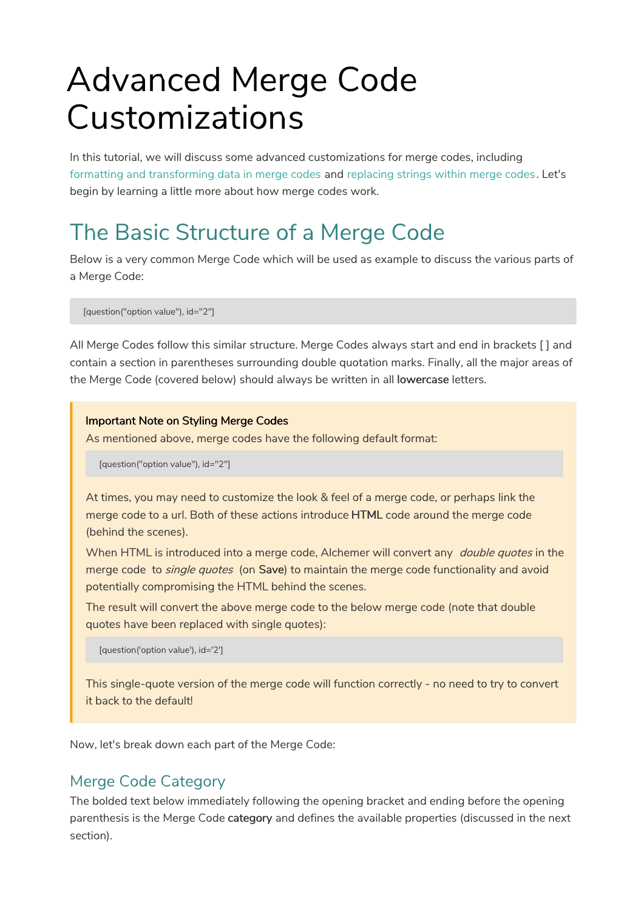# Advanced Merge Code Customizations

In this tutorial, we will discuss some advanced customizations for merge codes, including formatting and transforming data in merge codes and replacing strings within merge codes. Let's begin by learning a little more about how merge codes work.

## The Basic Structure of a Merge Code

Below is a very common Merge Code which will be used as example to discuss the various parts of a Merge Code:

```
[question("option value"), id="2"]
```

All Merge Codes follow this similar structure. Merge Codes always start and end in brackets [ ] and contain a section in parentheses surrounding double quotation marks. Finally, all the major areas of the Merge Code (covered below) should always be written in all **lowercase** letters.

> **Important Note on Styling Merge Codes**
>
> As mentioned above, merge codes have the following default format:
>
> ```
> [question("option value"), id="2"]
> ```
>
> At times, you may need to customize the look & feel of a merge code, or perhaps link the merge code to a url. Both of these actions introduce **HTML** code around the merge code (behind the scenes).
>
> When HTML is introduced into a merge code, Alchemer will convert any *double quotes* in the merge code to *single quotes* (on **Save**) to maintain the merge code functionality and avoid potentially compromising the HTML behind the scenes.
>
> The result will convert the above merge code to the below merge code (note that double quotes have been replaced with single quotes):
>
> ```
> [question('option value'), id='2']
> ```
>
> This single-quote version of the merge code will function correctly - no need to try to convert it back to the default!

Now, let's break down each part of the Merge Code:

### Merge Code Category

The bolded text below immediately following the opening bracket and ending before the opening parenthesis is the Merge Code **category** and defines the available properties (discussed in the next section).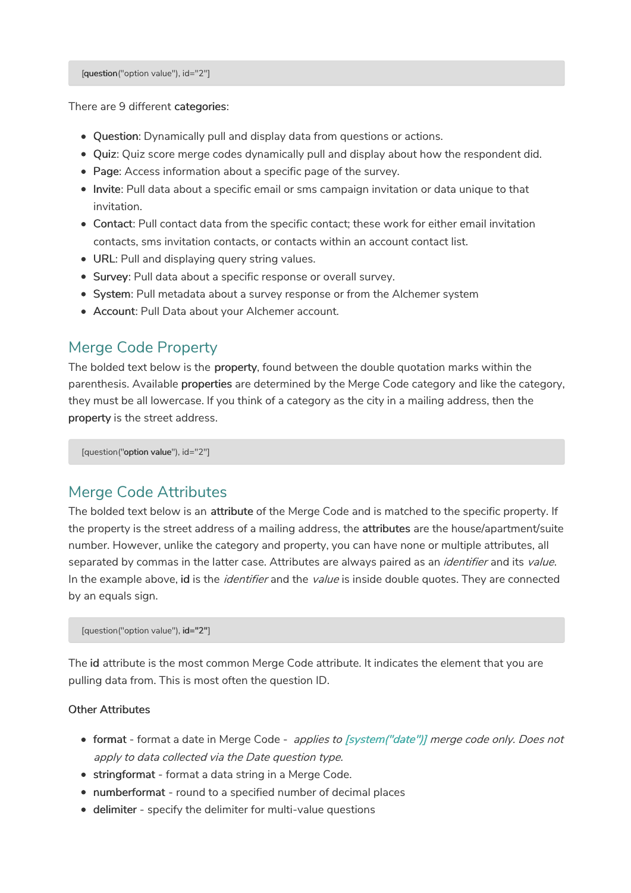```
[question("option value"), id="2"]
```

There are 9 different **categories**:

- **Question**: Dynamically pull and display data from questions or actions.
- **Quiz**: Quiz score merge codes dynamically pull and display about how the respondent did.
- **Page**: Access information about a specific page of the survey.
- **Invite**: Pull data about a specific email or sms campaign invitation or data unique to that invitation.
- **Contact**: Pull contact data from the specific contact; these work for either email invitation contacts, sms invitation contacts, or contacts within an account contact list.
- **URL**: Pull and displaying query string values.
- **Survey**: Pull data about a specific response or overall survey.
- **System**: Pull metadata about a survey response or from the Alchemer system
- **Account**: Pull Data about your Alchemer account.

## Merge Code Property

The bolded text below is the **property**, found between the double quotation marks within the parenthesis. Available **properties** are determined by the Merge Code category and like the category, they must be all lowercase. If you think of a category as the city in a mailing address, then the **property** is the street address.

```
[question("option value"), id="2"]
```

## Merge Code Attributes

The bolded text below is an **attribute** of the Merge Code and is matched to the specific property. If the property is the street address of a mailing address, the **attributes** are the house/apartment/suite number. However, unlike the category and property, you can have none or multiple attributes, all separated by commas in the latter case. Attributes are always paired as an *identifier* and its *value*. In the example above, **id** is the *identifier* and the *value* is inside double quotes. They are connected by an equals sign.

```
[question("option value"), id="2"]
```

The **id** attribute is the most common Merge Code attribute. It indicates the element that you are pulling data from. This is most often the question ID.

Other Attributes

- **format** - format a date in Merge Code - *applies to [system("date")] merge code only. Does not apply to data collected via the Date question type.*
- **stringformat** - format a data string in a Merge Code.
- **numberformat** - round to a specified number of decimal places
- **delimiter** - specify the delimiter for multi-value questions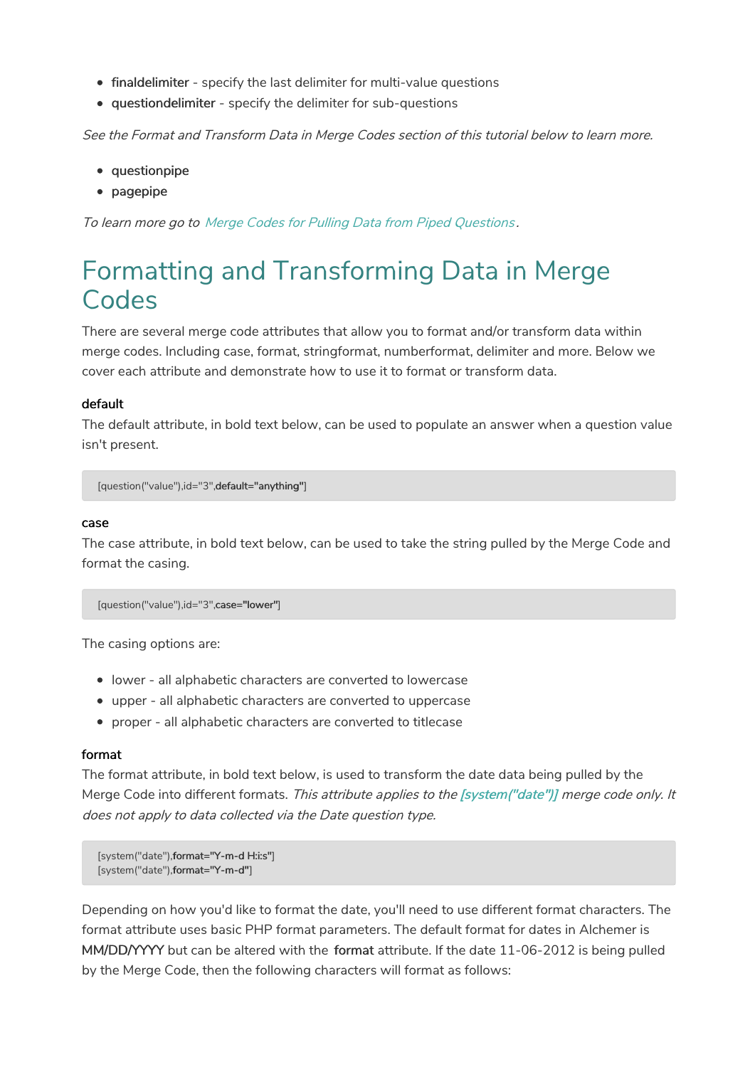- **finaldelimiter** - specify the last delimiter for multi-value questions
- **questiondelimiter** - specify the delimiter for sub-questions

*See the Format and Transform Data in Merge Codes section of this tutorial below to learn more.*

- **questionpipe**
- **pagepipe**

*To learn more go to Merge Codes for Pulling Data from Piped Questions.*

# Formatting and Transforming Data in Merge Codes

There are several merge code attributes that allow you to format and/or transform data within merge codes. Including case, format, stringformat, numberformat, delimiter and more. Below we cover each attribute and demonstrate how to use it to format or transform data.

**default**

The default attribute, in bold text below, can be used to populate an answer when a question value isn't present.

```
[question("value"),id="3",default="anything"]
```

**case**

The case attribute, in bold text below, can be used to take the string pulled by the Merge Code and format the casing.

```
[question("value"),id="3",case="lower"]
```

The casing options are:

- lower - all alphabetic characters are converted to lowercase
- upper - all alphabetic characters are converted to uppercase
- proper - all alphabetic characters are converted to titlecase

**format**

The format attribute, in bold text below, is used to transform the date data being pulled by the Merge Code into different formats. *This attribute applies to the [system("date")] merge code only. It does not apply to data collected via the Date question type.*

```
[system("date"),format="Y-m-d H:i:s"]
[system("date"),format="Y-m-d"]
```

Depending on how you'd like to format the date, you'll need to use different format characters. The format attribute uses basic PHP format parameters. The default format for dates in Alchemer is **MM/DD/YYYY** but can be altered with the **format** attribute. If the date 11-06-2012 is being pulled by the Merge Code, then the following characters will format as follows: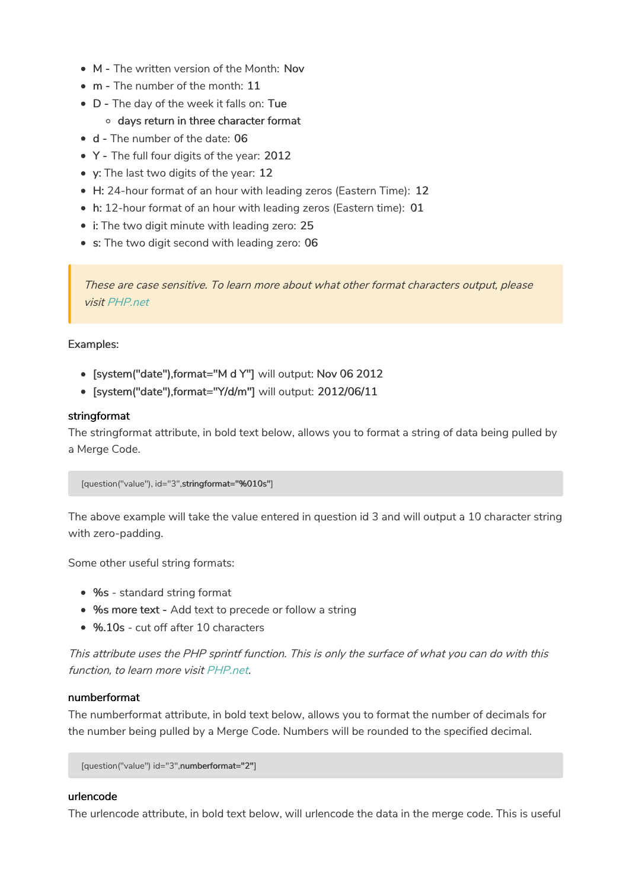- **M -** The written version of the Month: **Nov**
- **m -** The number of the month: **11**
- **D -** The day of the week it falls on: **Tue**
    - **days return in three character format**
- **d -** The number of the date: **06**
- **Y -** The full four digits of the year: **2012**
- **y:** The last two digits of the year: **12**
- **H:** 24-hour format of an hour with leading zeros (Eastern Time): **12**
- **h:** 12-hour format of an hour with leading zeros (Eastern time): **01**
- **i:** The two digit minute with leading zero: **25**
- **s:** The two digit second with leading zero: **06**

> *These are case sensitive. To learn more about what other format characters output, please visit PHP.net*

Examples:

- **[system("date"),format="M d Y"]** will output: **Nov 06 2012**
- **[system("date"),format="Y/d/m"]** will output: **2012/06/11**

### stringformat

The stringformat attribute, in bold text below, allows you to format a string of data being pulled by a Merge Code.

```
[question("value"), id="3",stringformat="%010s"]
```

The above example will take the value entered in question id 3 and will output a 10 character string with zero-padding.

Some other useful string formats:

- **%s** - standard string format
- **%s more text -** Add text to precede or follow a string
- **%.10s** - cut off after 10 characters

*This attribute uses the PHP sprintf function. This is only the surface of what you can do with this function, to learn more visit PHP.net.*

### numberformat

The numberformat attribute, in bold text below, allows you to format the number of decimals for the number being pulled by a Merge Code. Numbers will be rounded to the specified decimal.

```
[question("value") id="3",numberformat="2"]
```

### urlencode

The urlencode attribute, in bold text below, will urlencode the data in the merge code. This is useful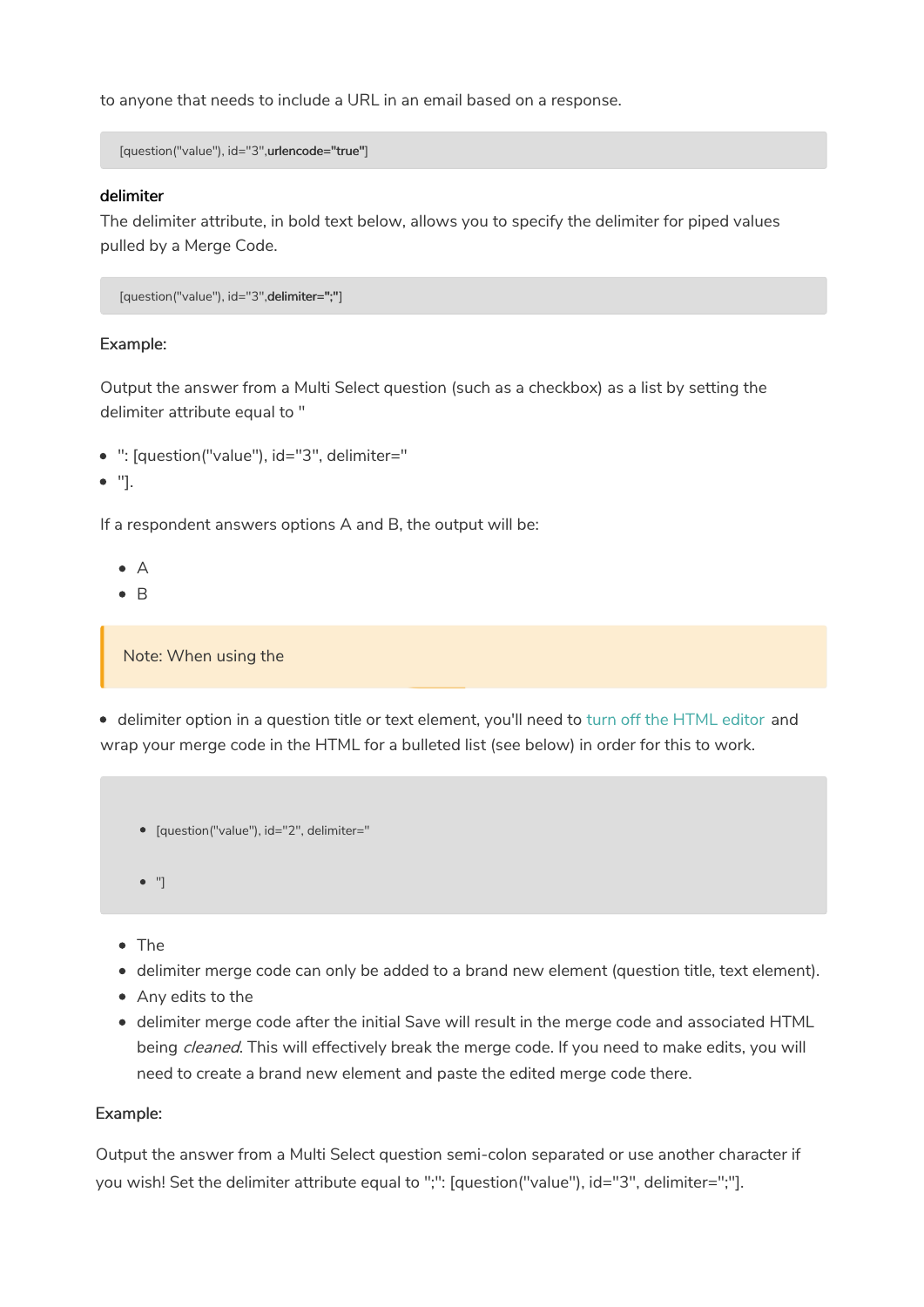to anyone that needs to include a URL in an email based on a response.

```
[question("value"), id="3",urlencode="true"]
```

**delimiter**

The delimiter attribute, in bold text below, allows you to specify the delimiter for piped values pulled by a Merge Code.

```
[question("value"), id="3",delimiter=";"]
```

Example:

Output the answer from a Multi Select question (such as a checkbox) as a list by setting the delimiter attribute equal to "

- ": [question("value"), id="3", delimiter="
- "].

If a respondent answers options A and B, the output will be:

- A
- B

> Note: When using the

- delimiter option in a question title or text element, you'll need to turn off the HTML editor and wrap your merge code in the HTML for a bulleted list (see below) in order for this to work.

```
• [question("value"), id="2", delimiter="

• "]
```

- The
- delimiter merge code can only be added to a brand new element (question title, text element).
- Any edits to the
- delimiter merge code after the initial Save will result in the merge code and associated HTML being *cleaned*. This will effectively break the merge code. If you need to make edits, you will need to create a brand new element and paste the edited merge code there.

Example:

Output the answer from a Multi Select question semi-colon separated or use another character if you wish! Set the delimiter attribute equal to ";": [question("value"), id="3", delimiter=";"].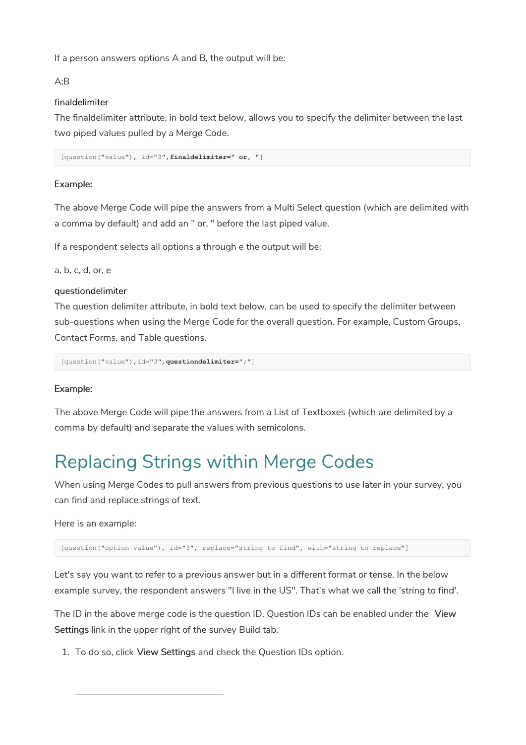If a person answers options A and B, the output will be:

A;B

finaldelimiter
The finaldelimiter attribute, in bold text below, allows you to specify the delimiter between the last two piped values pulled by a Merge Code.

```
[question("value"), id="3",finaldelimiter=" or, "]
```

Example:

The above Merge Code will pipe the answers from a Multi Select question (which are delimited with a comma by default) and add an " or, " before the last piped value.

If a respondent selects all options a through e the output will be:

a, b, c, d, or, e

questiondelimiter
The question delimiter attribute, in bold text below, can be used to specify the delimiter between sub-questions when using the Merge Code for the overall question. For example, Custom Groups, Contact Forms, and Table questions.

```
[question("value"),id="3",questiondelimiter=";"]
```

Example:

The above Merge Code will pipe the answers from a List of Textboxes (which are delimited by a comma by default) and separate the values with semicolons.

# Replacing Strings within Merge Codes

When using Merge Codes to pull answers from previous questions to use later in your survey, you can find and replace strings of text.

Here is an example:

```
[question("option value"), id="3", replace="string to find", with="string to replace"]
```

Let's say you want to refer to a previous answer but in a different format or tense. In the below example survey, the respondent answers "I live in the US". That's what we call the 'string to find'.

The ID in the above merge code is the question ID. Question IDs can be enabled under the **View Settings** link in the upper right of the survey Build tab.

1. To do so, click **View Settings** and check the Question IDs option.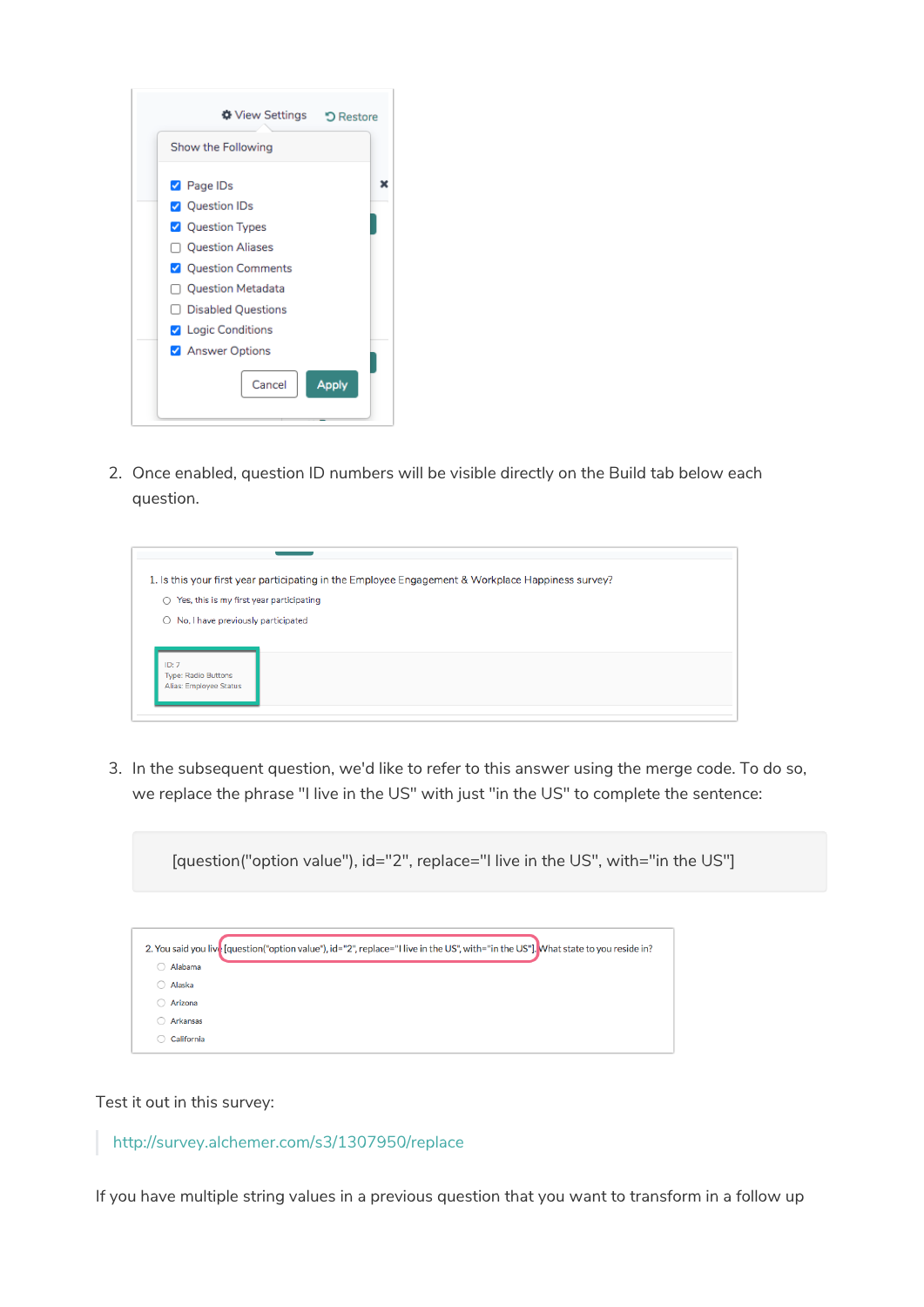2. Once enabled, question ID numbers will be visible directly on the Build tab below each question.

3. In the subsequent question, we'd like to refer to this answer using the merge code. To do so, we replace the phrase "I live in the US" with just "in the US" to complete the sentence:

```
[question("option value"), id="2", replace="I live in the US", with="in the US"]
```

Test it out in this survey:

> http://survey.alchemer.com/s3/1307950/replace

If you have multiple string values in a previous question that you want to transform in a follow up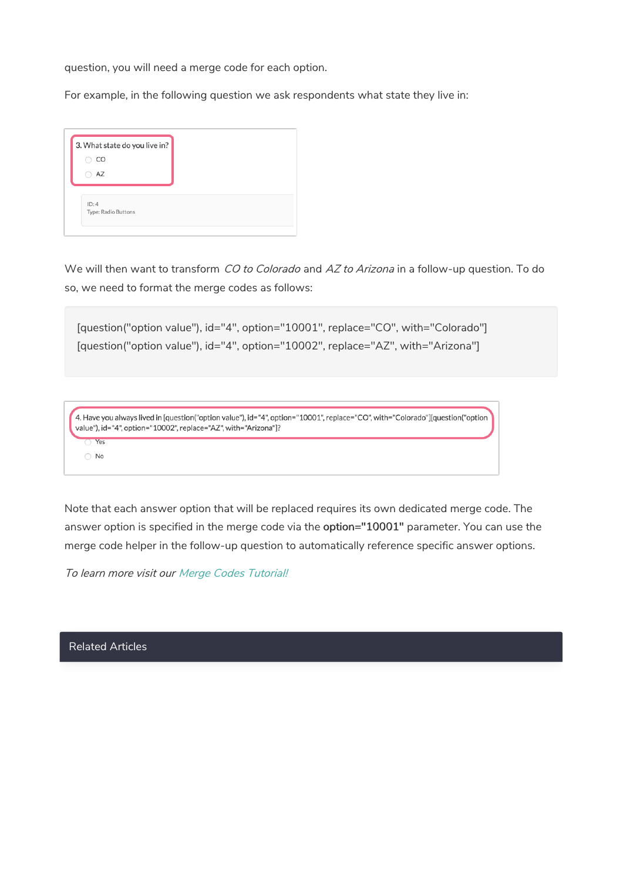question, you will need a merge code for each option.

For example, in the following question we ask respondents what state they live in:

3. What state do you live in?

CO

AZ

ID: 4
Type: Radio Buttons

We will then want to transform *CO to Colorado* and *AZ to Arizona* in a follow-up question. To do so, we need to format the merge codes as follows:

```
[question("option value"), id="4", option="10001", replace="CO", with="Colorado"]
[question("option value"), id="4", option="10002", replace="AZ", with="Arizona"]
```

4. Have you always lived in [question("option value"), id="4", option="10001", replace="CO", with="Colorado"][question("option value"), id="4", option="10002", replace="AZ", with="Arizona"]?

Yes

No

Note that each answer option that will be replaced requires its own dedicated merge code. The answer option is specified in the merge code via the **option="10001"** parameter. You can use the merge code helper in the follow-up question to automatically reference specific answer options.

*To learn more visit our Merge Codes Tutorial!*

## Related Articles